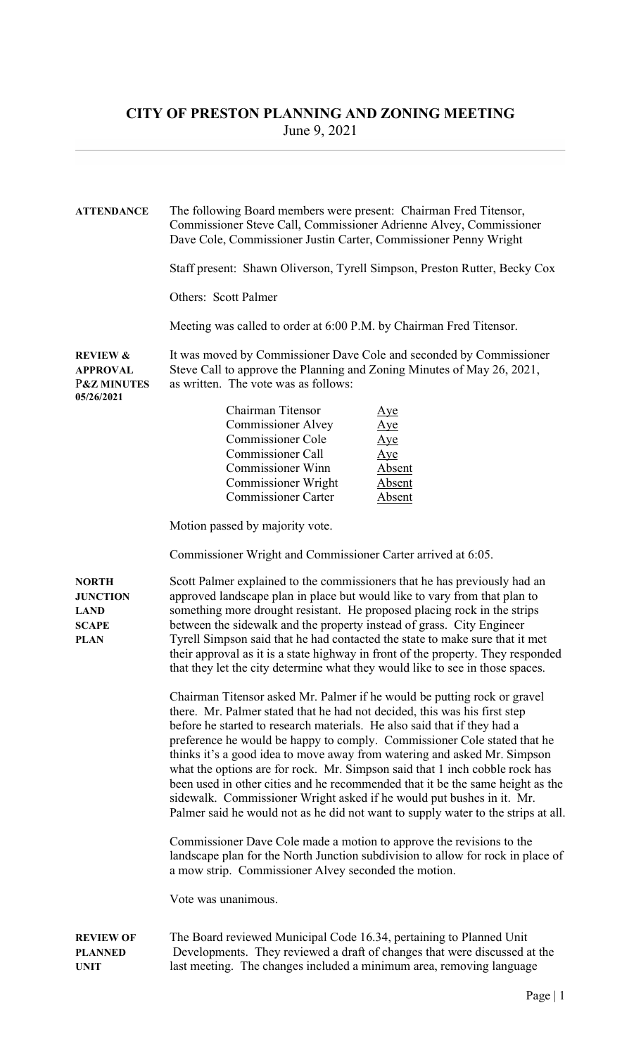# CITY OF PRESTON PLANNING AND ZONING MEETING

June 9, 2021

**ATTENDANCE**

The following Board members were present: Chairman Fred Titensor, Commissioner Steve Call, Commissioner Adrienne Alvey, Commissioner Dave Cole, Commissioner Justin Carter, Commissioner Penny Wright

Staff present: Shawn Oliverson, Tyrell Simpson, Preston Rutter, Becky Cox

Others: Scott Palmer

Meeting was called to order at 6:00 P.M. by Chairman Fred Titensor.

**REVIEW & APPROVAL P&Z MINUTES 05/26/2021**

It was moved by Commissioner Dave Cole and seconded by Commissioner Steve Call to approve the Planning and Zoning Minutes of May 26, 2021, as written. The vote was as follows:

| | |
|---|---|
| Chairman Titensor | Aye |
| Commissioner Alvey | Aye |
| Commissioner Cole | Aye |
| Commissioner Call | Aye |
| Commissioner Winn | Absent |
| Commissioner Wright | Absent |
| Commissioner Carter | Absent |

Motion passed by majority vote.

Commissioner Wright and Commissioner Carter arrived at 6:05.

**NORTH JUNCTION LAND SCAPE PLAN**

Scott Palmer explained to the commissioners that he has previously had an approved landscape plan in place but would like to vary from that plan to something more drought resistant. He proposed placing rock in the strips between the sidewalk and the property instead of grass. City Engineer Tyrell Simpson said that he had contacted the state to make sure that it met their approval as it is a state highway in front of the property. They responded that they let the city determine what they would like to see in those spaces.

Chairman Titensor asked Mr. Palmer if he would be putting rock or gravel there. Mr. Palmer stated that he had not decided, this was his first step before he started to research materials. He also said that if they had a preference he would be happy to comply. Commissioner Cole stated that he thinks it's a good idea to move away from watering and asked Mr. Simpson what the options are for rock. Mr. Simpson said that 1 inch cobble rock has been used in other cities and he recommended that it be the same height as the sidewalk. Commissioner Wright asked if he would put bushes in it. Mr. Palmer said he would not as he did not want to supply water to the strips at all.

Commissioner Dave Cole made a motion to approve the revisions to the landscape plan for the North Junction subdivision to allow for rock in place of a mow strip. Commissioner Alvey seconded the motion.

Vote was unanimous.

**REVIEW OF PLANNED UNIT**

The Board reviewed Municipal Code 16.34, pertaining to Planned Unit Developments. They reviewed a draft of changes that were discussed at the last meeting. The changes included a minimum area, removing language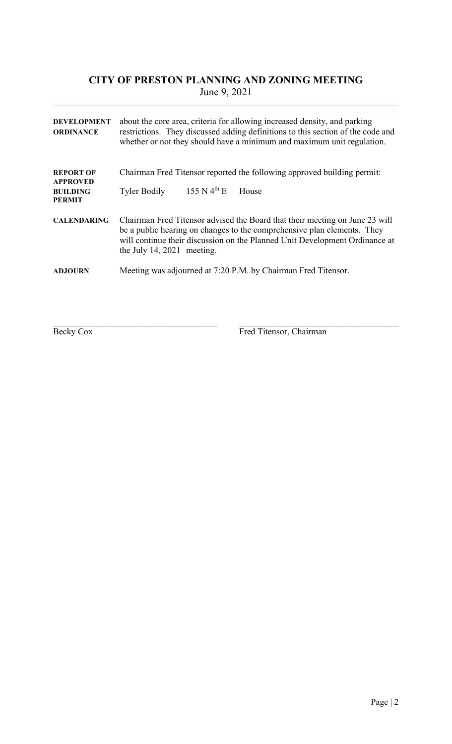# CITY OF PRESTON PLANNING AND ZONING MEETING

June 9, 2021

**DEVELOPMENT ORDINANCE**

about the core area, criteria for allowing increased density, and parking restrictions. They discussed adding definitions to this section of the code and whether or not they should have a minimum and maximum unit regulation.

**REPORT OF APPROVED BUILDING PERMIT**

Chairman Fred Titensor reported the following approved building permit:

Tyler Bodily 155 N 4th E House

**CALENDARING**

Chairman Fred Titensor advised the Board that their meeting on June 23 will be a public hearing on changes to the comprehensive plan elements. They will continue their discussion on the Planned Unit Development Ordinance at the July 14, 2021 meeting.

**ADJOURN**

Meeting was adjourned at 7:20 P.M. by Chairman Fred Titensor.

\_\_\_\_\_\_\_\_\_\_\_\_\_\_\_\_\_\_\_\_\_\_\_\_\_\_\_\_\_\_\_\_\_\_\_\_\_\_
Becky Cox

\_\_\_\_\_\_\_\_\_\_\_\_\_\_\_\_\_\_\_\_\_\_\_\_\_\_\_\_\_\_\_\_\_\_\_\_\_\_
Fred Titensor, Chairman